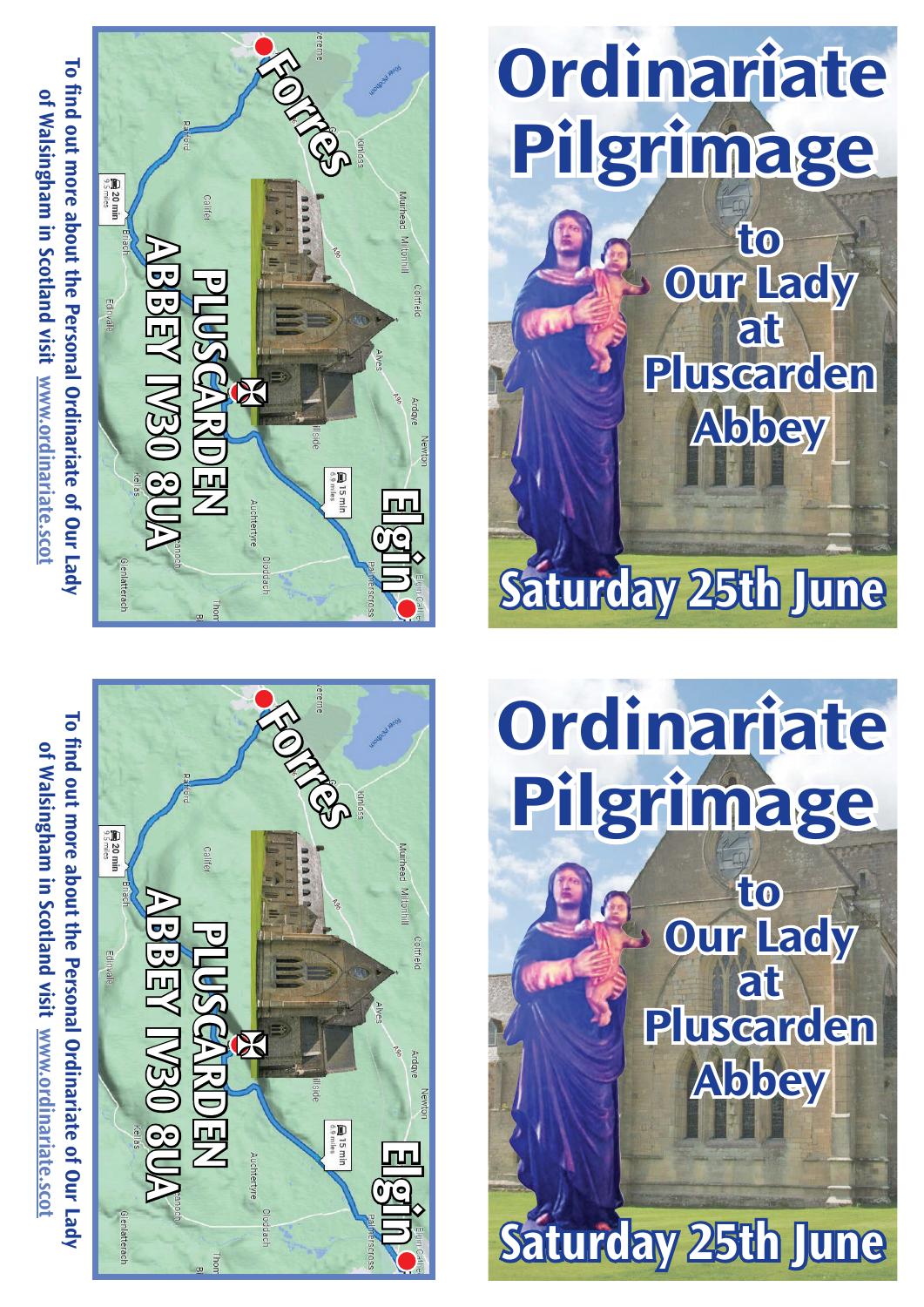# Ordinariate Pilgrimage

## to Our Lady at Pluscarden Abbey

## Saturday 25th June

Forres

Elgin

PLUSCARDEN ABBEY IV30 8UA

To find out more about the Personal Ordinariate of Our Lady of Walsingham in Scotland visit www.ordinariate.scot

# Ordinariate Pilgrimage

## to Our Lady at Pluscarden Abbey

## Saturday 25th June

Forres

Elgin

PLUSCARDEN ABBEY IV30 8UA

To find out more about the Personal Ordinariate of Our Lady of Walsingham in Scotland visit www.ordinariate.scot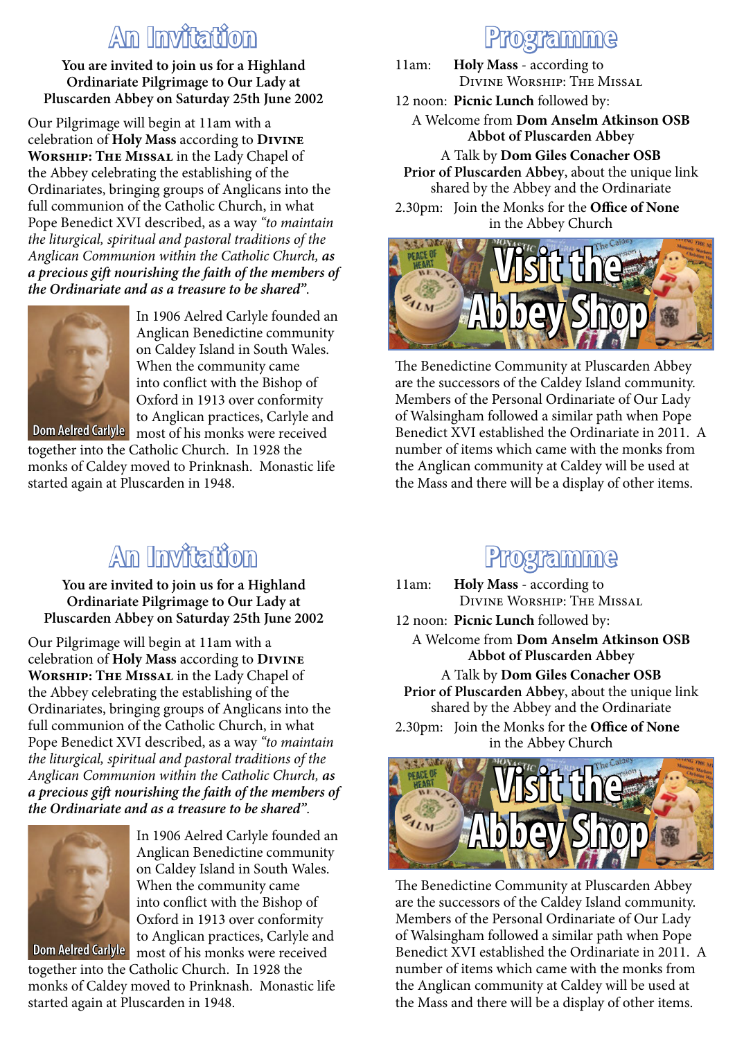# An Invitation

**You are invited to join us for a Highland Ordinariate Pilgrimage to Our Lady at Pluscarden Abbey on Saturday 25th June 2002**

Our Pilgrimage will begin at 11am with a celebration of **Holy Mass** according to **Divine Worship: The Missal** in the Lady Chapel of the Abbey celebrating the establishing of the Ordinariates, bringing groups of Anglicans into the full communion of the Catholic Church, in what Pope Benedict XVI described, as a way *"to maintain the liturgical, spiritual and pastoral traditions of the Anglican Communion within the Catholic Church,* ***as a precious gift nourishing the faith of the members of the Ordinariate and as a treasure to be shared"***.

Dom Aelred Carlyle

In 1906 Aelred Carlyle founded an Anglican Benedictine community on Caldey Island in South Wales. When the community came into conflict with the Bishop of Oxford in 1913 over conformity to Anglican practices, Carlyle and most of his monks were received together into the Catholic Church. In 1928 the monks of Caldey moved to Prinknash. Monastic life started again at Pluscarden in 1948.

# Programme

11am: **Holy Mass** - according to Divine Worship: The Missal

12 noon: **Picnic Lunch** followed by:

A Welcome from **Dom Anselm Atkinson OSB Abbot of Pluscarden Abbey**

A Talk by **Dom Giles Conacher OSB Prior of Pluscarden Abbey**, about the unique link shared by the Abbey and the Ordinariate

2.30pm: Join the Monks for the **Office of None** in the Abbey Church

Visit the Abbey Shop

The Benedictine Community at Pluscarden Abbey are the successors of the Caldey Island community. Members of the Personal Ordinariate of Our Lady of Walsingham followed a similar path when Pope Benedict XVI established the Ordinariate in 2011. A number of items which came with the monks from the Anglican community at Caldey will be used at the Mass and there will be a display of other items.

# An Invitation

**You are invited to join us for a Highland Ordinariate Pilgrimage to Our Lady at Pluscarden Abbey on Saturday 25th June 2002**

Our Pilgrimage will begin at 11am with a celebration of **Holy Mass** according to **Divine Worship: The Missal** in the Lady Chapel of the Abbey celebrating the establishing of the Ordinariates, bringing groups of Anglicans into the full communion of the Catholic Church, in what Pope Benedict XVI described, as a way *"to maintain the liturgical, spiritual and pastoral traditions of the Anglican Communion within the Catholic Church,* ***as a precious gift nourishing the faith of the members of the Ordinariate and as a treasure to be shared"***.

Dom Aelred Carlyle

In 1906 Aelred Carlyle founded an Anglican Benedictine community on Caldey Island in South Wales. When the community came into conflict with the Bishop of Oxford in 1913 over conformity to Anglican practices, Carlyle and most of his monks were received together into the Catholic Church. In 1928 the monks of Caldey moved to Prinknash. Monastic life started again at Pluscarden in 1948.

# Programme

11am: **Holy Mass** - according to Divine Worship: The Missal

12 noon: **Picnic Lunch** followed by:

A Welcome from **Dom Anselm Atkinson OSB Abbot of Pluscarden Abbey**

A Talk by **Dom Giles Conacher OSB Prior of Pluscarden Abbey**, about the unique link shared by the Abbey and the Ordinariate

2.30pm: Join the Monks for the **Office of None** in the Abbey Church

Visit the Abbey Shop

The Benedictine Community at Pluscarden Abbey are the successors of the Caldey Island community. Members of the Personal Ordinariate of Our Lady of Walsingham followed a similar path when Pope Benedict XVI established the Ordinariate in 2011. A number of items which came with the monks from the Anglican community at Caldey will be used at the Mass and there will be a display of other items.